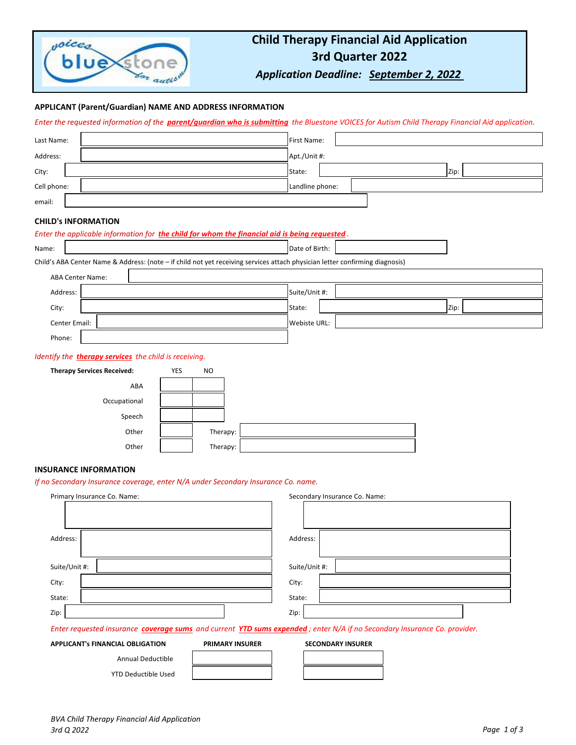# Child Therapy Financial Aid Application
## 3rd Quarter 2022
### *Application Deadline: September 2, 2022*

**APPLICANT (Parent/Guardian) NAME AND ADDRESS INFORMATION**

*Enter the requested information of the **parent/guardian who is submitting** the Bluestone VOICES for Autism Child Therapy Financial Aid application.*

| | | | |
|---|---|---|---|
| Last Name: | | First Name: | |
| Address: | | Apt./Unit #: | |
| City: | | State: | Zip: |
| Cell phone: | | Landline phone: | |
| email: | | | |

**CHILD's INFORMATION**

*Enter the applicable information for **the child for whom the financial aid is being requested**.*

| | | | |
|---|---|---|---|
| Name: | | Date of Birth: | |

Child's ABA Center Name & Address: (note – if child not yet receiving services attach physician letter confirming diagnosis)

| | | | |
|---|---|---|---|
| ABA Center Name: | | | |
| Address: | | Suite/Unit #: | |
| City: | | State: | Zip: |
| Center Email: | | Webiste URL: | |
| Phone: | | | |

*Identify the **therapy services** the child is receiving.*

| Therapy Services Received: | YES | NO | |
|---|---|---|---|
| ABA | | | |
| Occupational | | | |
| Speech | | | |
| Other | | Therapy: | |
| Other | | Therapy: | |

**INSURANCE INFORMATION**

*If no Secondary Insurance coverage, enter N/A under Secondary Insurance Co. name.*

| Primary Insurance Co. Name: | Secondary Insurance Co. Name: |
|---|---|
| | |
| Address: | Address: |
| Suite/Unit #: | Suite/Unit #: |
| City: | City: |
| State: | State: |
| Zip: | Zip: |

*Enter requested insurance **coverage sums** and current **YTD sums expended**; enter N/A if no Secondary Insurance Co. provider.*

| APPLICANT's FINANCIAL OBLIGATION | PRIMARY INSURER | SECONDARY INSURER |
|---|---|---|
| Annual Deductible | | |
| YTD Deductible Used | | |

*BVA Child Therapy Financial Aid Application*
*3rd Q 2022*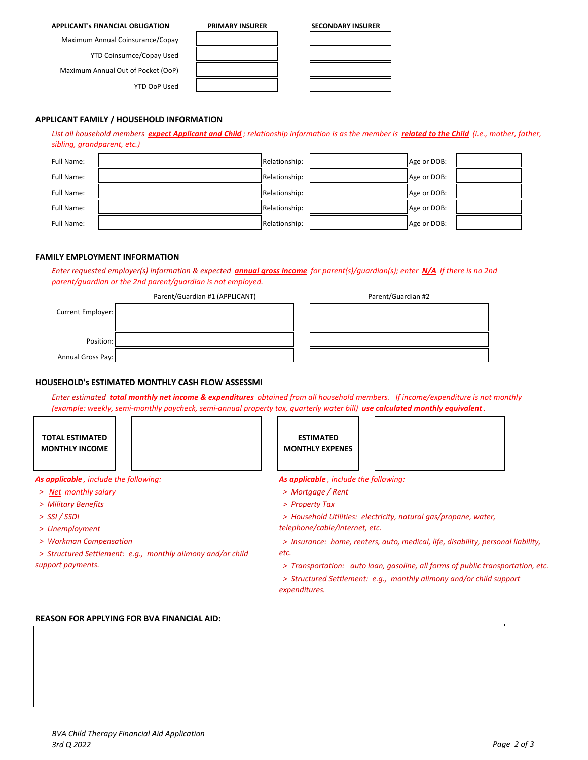| APPLICANT's FINANCIAL OBLIGATION | PRIMARY INSURER | SECONDARY INSURER |
|---|---|---|
| Maximum Annual Coinsurance/Copay | | |
| YTD Coinsurnce/Copay Used | | |
| Maximum Annual Out of Pocket (OoP) | | |
| YTD OoP Used | | |

## APPLICANT FAMILY / HOUSEHOLD INFORMATION

*List all household members **expect Applicant and Child**; relationship information is as the member is **related to the Child** (i.e., mother, father, sibling, grandparent, etc.)*

| Full Name: | | Relationship: | | Age or DOB: | |
|---|---|---|---|---|---|
| Full Name: | | Relationship: | | Age or DOB: | |
| Full Name: | | Relationship: | | Age or DOB: | |
| Full Name: | | Relationship: | | Age or DOB: | |
| Full Name: | | Relationship: | | Age or DOB: | |

## FAMILY EMPLOYMENT INFORMATION

*Enter requested employer(s) information & expected **annual gross income** for parent(s)/guardian(s); enter **N/A** if there is no 2nd parent/guardian or the 2nd parent/guardian is not employed.*

| | Parent/Guardian #1 (APPLICANT) | Parent/Guardian #2 |
|---|---|---|
| Current Employer: | | |
| Position: | | |
| Annual Gross Pay: | | |

## HOUSEHOLD's ESTIMATED MONTHLY CASH FLOW ASSESSMI

*Enter estimated **total monthly net income & expenditures** obtained from all household members. If income/expenditure is not monthly (example: weekly, semi-monthly paycheck, semi-annual property tax, quarterly water bill) **use calculated monthly equivalent**.*

| TOTAL ESTIMATED MONTHLY INCOME | | ESTIMATED MONTHLY EXPENES | |
|---|---|---|---|

***As applicable**, include the following:*

- *> **Net** monthly salary*
- *> Military Benefits*
- *> SSI / SSDI*
- *> Unemployment*
- *> Workman Compensation*
- *> Structured Settlement: e.g., monthly alimony and/or child support payments.*

***As applicable**, include the following:*

- *> Mortgage / Rent*
- *> Property Tax*
- *> Household Utilities: electricity, natural gas/propane, water, telephone/cable/internet, etc.*
- *> Insurance: home, renters, auto, medical, life, disability, personal liability, etc.*
- *> Transportation: auto loan, gasoline, all forms of public transportation, etc.*
- *> Structured Settlement: e.g., monthly alimony and/or child support expenditures.*

## REASON FOR APPLYING FOR BVA FINANCIAL AID:

*BVA Child Therapy Financial Aid Application*
*3rd Q 2022*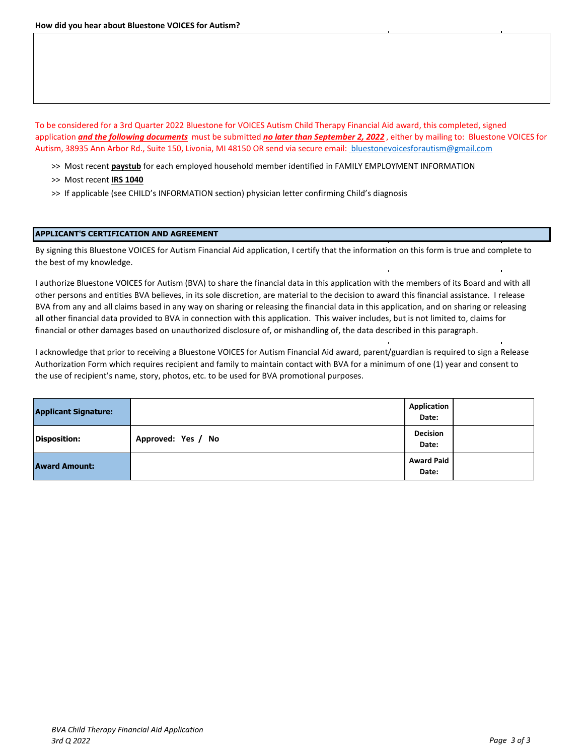**How did you hear about Bluestone VOICES for Autism?**

To be considered for a 3rd Quarter 2022 Bluestone for VOICES Autism Child Therapy Financial Aid award, this completed, signed application ***and the following documents*** must be submitted ***no later than September 2, 2022*** , either by mailing to: Bluestone VOICES for Autism, 38935 Ann Arbor Rd., Suite 150, Livonia, MI 48150 OR send via secure email: bluestonevoicesforautism@gmail.com

- >> Most recent **paystub** for each employed household member identified in FAMILY EMPLOYMENT INFORMATION
- >> Most recent **IRS 1040**
- >> If applicable (see CHILD's INFORMATION section) physician letter confirming Child's diagnosis

## APPLICANT'S CERTIFICATION AND AGREEMENT

By signing this Bluestone VOICES for Autism Financial Aid application, I certify that the information on this form is true and complete to the best of my knowledge.

I authorize Bluestone VOICES for Autism (BVA) to share the financial data in this application with the members of its Board and with all other persons and entities BVA believes, in its sole discretion, are material to the decision to award this financial assistance. I release BVA from any and all claims based in any way on sharing or releasing the financial data in this application, and on sharing or releasing all other financial data provided to BVA in connection with this application. This waiver includes, but is not limited to, claims for financial or other damages based on unauthorized disclosure of, or mishandling of, the data described in this paragraph.

I acknowledge that prior to receiving a Bluestone VOICES for Autism Financial Aid award, parent/guardian is required to sign a Release Authorization Form which requires recipient and family to maintain contact with BVA for a minimum of one (1) year and consent to the use of recipient's name, story, photos, etc. to be used for BVA promotional purposes.

| | | | |
|---|---|---|---|
| **Applicant Signature:** | | **Application Date:** | |
| **Disposition:** | **Approved: Yes / No** | **Decision Date:** | |
| **Award Amount:** | | **Award Paid Date:** | |